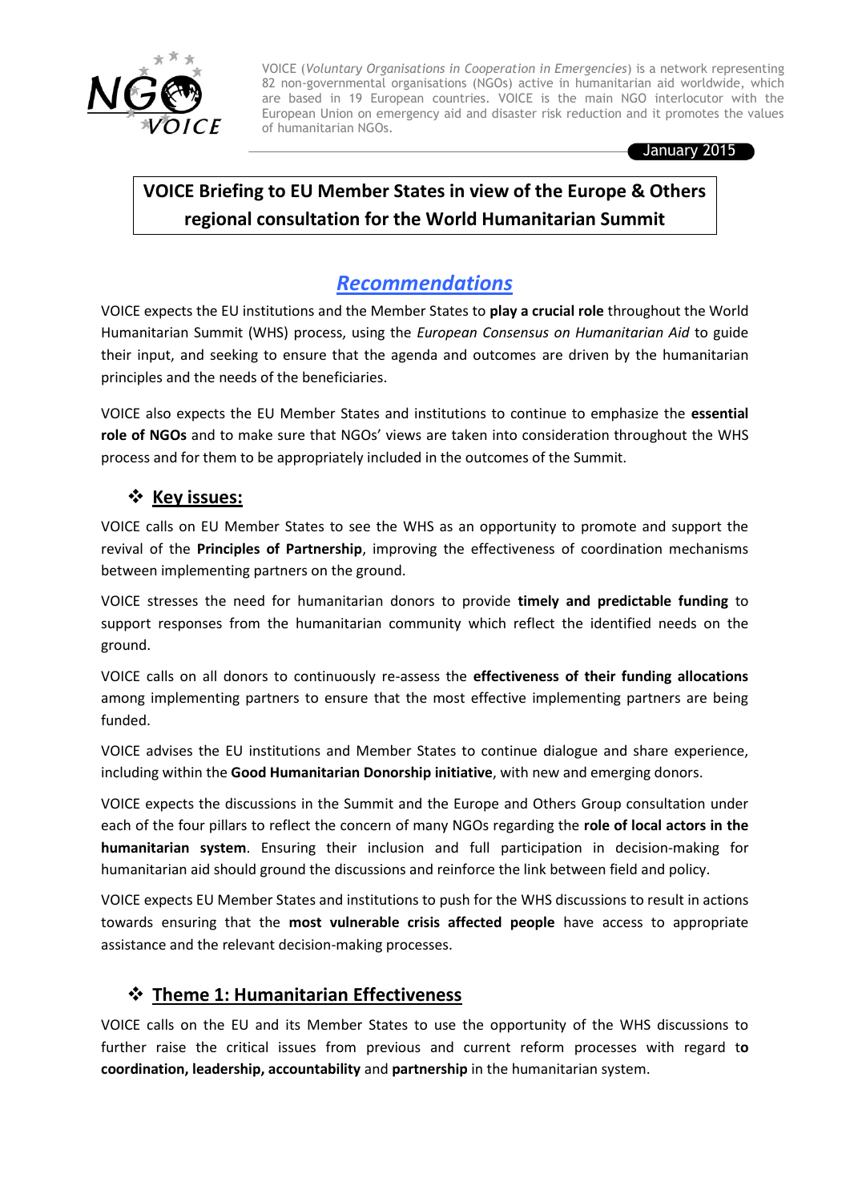VOICE (*Voluntary Organisations in Cooperation in Emergencies*) is a network representing 82 non-governmental organisations (NGOs) active in humanitarian aid worldwide, which are based in 19 European countries. VOICE is the main NGO interlocutor with the European Union on emergency aid and disaster risk reduction and it promotes the values of humanitarian NGOs.

January 2015

# VOICE Briefing to EU Member States in view of the Europe & Others regional consultation for the World Humanitarian Summit

## *Recommendations*

VOICE expects the EU institutions and the Member States to **play a crucial role** throughout the World Humanitarian Summit (WHS) process, using the *European Consensus on Humanitarian Aid* to guide their input, and seeking to ensure that the agenda and outcomes are driven by the humanitarian principles and the needs of the beneficiaries.

VOICE also expects the EU Member States and institutions to continue to emphasize the **essential role of NGOs** and to make sure that NGOs' views are taken into consideration throughout the WHS process and for them to be appropriately included in the outcomes of the Summit.

### ❖ Key issues:

VOICE calls on EU Member States to see the WHS as an opportunity to promote and support the revival of the **Principles of Partnership**, improving the effectiveness of coordination mechanisms between implementing partners on the ground.

VOICE stresses the need for humanitarian donors to provide **timely and predictable funding** to support responses from the humanitarian community which reflect the identified needs on the ground.

VOICE calls on all donors to continuously re-assess the **effectiveness of their funding allocations** among implementing partners to ensure that the most effective implementing partners are being funded.

VOICE advises the EU institutions and Member States to continue dialogue and share experience, including within the **Good Humanitarian Donorship initiative**, with new and emerging donors.

VOICE expects the discussions in the Summit and the Europe and Others Group consultation under each of the four pillars to reflect the concern of many NGOs regarding the **role of local actors in the humanitarian system**. Ensuring their inclusion and full participation in decision-making for humanitarian aid should ground the discussions and reinforce the link between field and policy.

VOICE expects EU Member States and institutions to push for the WHS discussions to result in actions towards ensuring that the **most vulnerable crisis affected people** have access to appropriate assistance and the relevant decision-making processes.

### ❖ Theme 1: Humanitarian Effectiveness

VOICE calls on the EU and its Member States to use the opportunity of the WHS discussions to further raise the critical issues from previous and current reform processes with regard to **coordination, leadership, accountability** and **partnership** in the humanitarian system.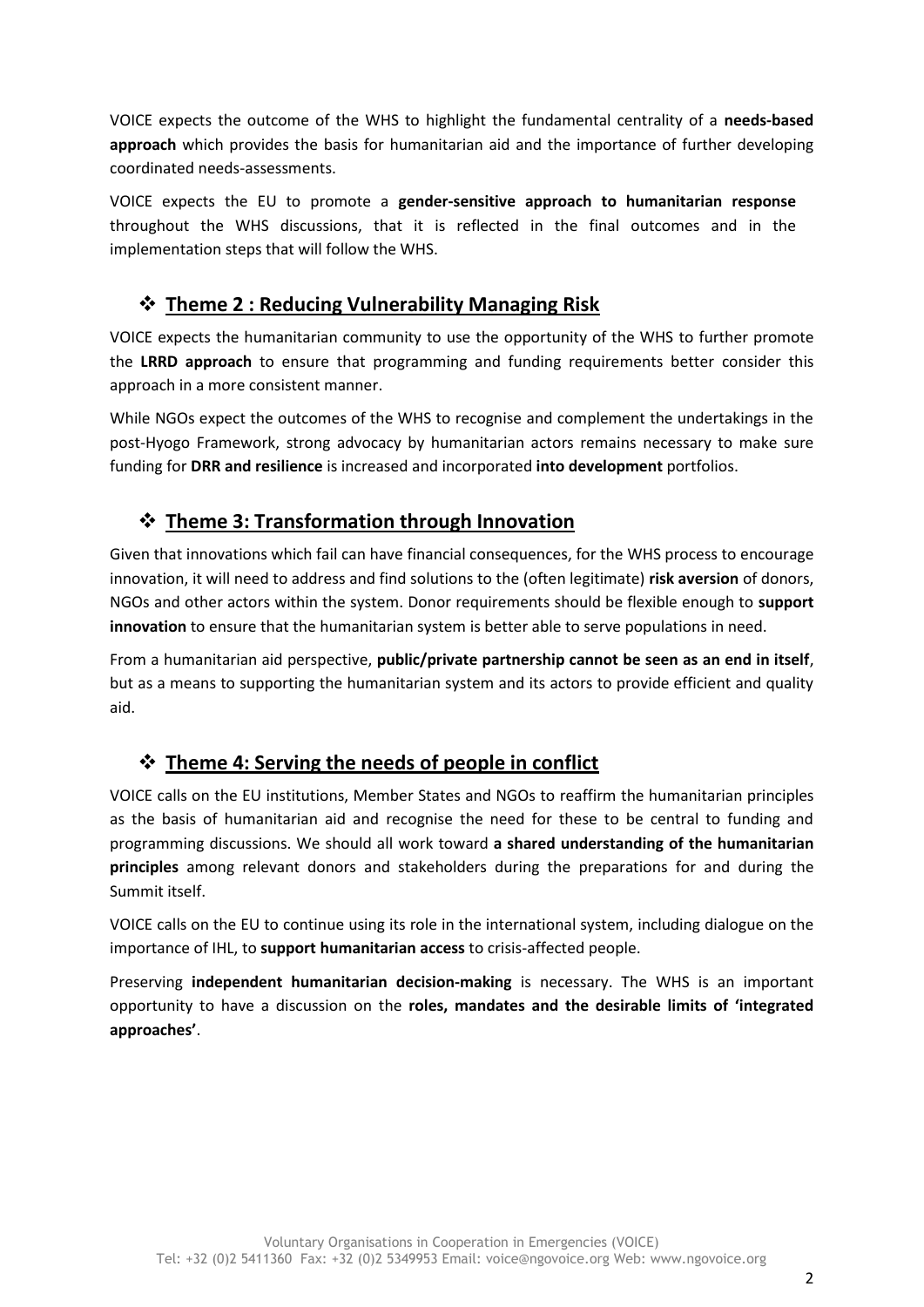VOICE expects the outcome of the WHS to highlight the fundamental centrality of a **needs-based approach** which provides the basis for humanitarian aid and the importance of further developing coordinated needs-assessments.

VOICE expects the EU to promote a **gender-sensitive approach to humanitarian response** throughout the WHS discussions, that it is reflected in the final outcomes and in the implementation steps that will follow the WHS.

## ❖ Theme 2 : Reducing Vulnerability Managing Risk

VOICE expects the humanitarian community to use the opportunity of the WHS to further promote the **LRRD approach** to ensure that programming and funding requirements better consider this approach in a more consistent manner.

While NGOs expect the outcomes of the WHS to recognise and complement the undertakings in the post-Hyogo Framework, strong advocacy by humanitarian actors remains necessary to make sure funding for **DRR and resilience** is increased and incorporated **into development** portfolios.

## ❖ Theme 3: Transformation through Innovation

Given that innovations which fail can have financial consequences, for the WHS process to encourage innovation, it will need to address and find solutions to the (often legitimate) **risk aversion** of donors, NGOs and other actors within the system. Donor requirements should be flexible enough to **support innovation** to ensure that the humanitarian system is better able to serve populations in need.

From a humanitarian aid perspective, **public/private partnership cannot be seen as an end in itself**, but as a means to supporting the humanitarian system and its actors to provide efficient and quality aid.

## ❖ Theme 4: Serving the needs of people in conflict

VOICE calls on the EU institutions, Member States and NGOs to reaffirm the humanitarian principles as the basis of humanitarian aid and recognise the need for these to be central to funding and programming discussions. We should all work toward **a shared understanding of the humanitarian principles** among relevant donors and stakeholders during the preparations for and during the Summit itself.

VOICE calls on the EU to continue using its role in the international system, including dialogue on the importance of IHL, to **support humanitarian access** to crisis-affected people.

Preserving **independent humanitarian decision-making** is necessary. The WHS is an important opportunity to have a discussion on the **roles, mandates and the desirable limits of 'integrated approaches'**.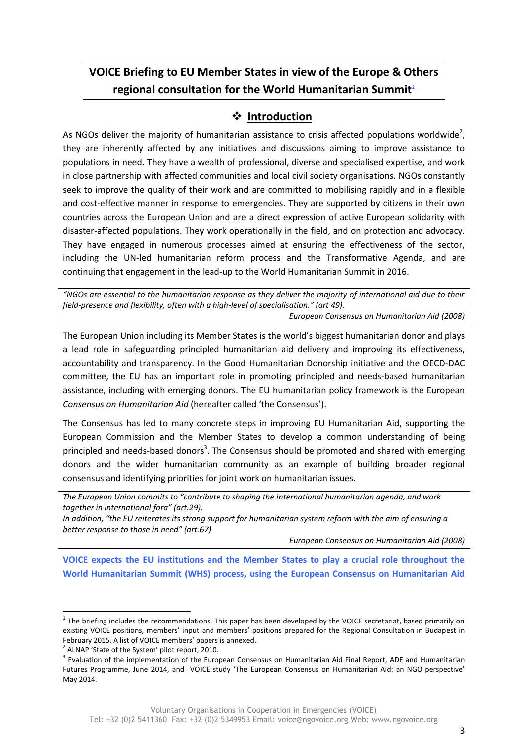# VOICE Briefing to EU Member States in view of the Europe & Others regional consultation for the World Humanitarian Summit[1]

## ❖ Introduction

As NGOs deliver the majority of humanitarian assistance to crisis affected populations worldwide[2], they are inherently affected by any initiatives and discussions aiming to improve assistance to populations in need. They have a wealth of professional, diverse and specialised expertise, and work in close partnership with affected communities and local civil society organisations. NGOs constantly seek to improve the quality of their work and are committed to mobilising rapidly and in a flexible and cost-effective manner in response to emergencies. They are supported by citizens in their own countries across the European Union and are a direct expression of active European solidarity with disaster-affected populations. They work operationally in the field, and on protection and advocacy. They have engaged in numerous processes aimed at ensuring the effectiveness of the sector, including the UN-led humanitarian reform process and the Transformative Agenda, and are continuing that engagement in the lead-up to the World Humanitarian Summit in 2016.

> *"NGOs are essential to the humanitarian response as they deliver the majority of international aid due to their field-presence and flexibility, often with a high-level of specialisation." (art 49).*
>
> *European Consensus on Humanitarian Aid (2008)*

The European Union including its Member States is the world's biggest humanitarian donor and plays a lead role in safeguarding principled humanitarian aid delivery and improving its effectiveness, accountability and transparency. In the Good Humanitarian Donorship initiative and the OECD-DAC committee, the EU has an important role in promoting principled and needs-based humanitarian assistance, including with emerging donors. The EU humanitarian policy framework is the European *Consensus on Humanitarian Aid* (hereafter called 'the Consensus').

The Consensus has led to many concrete steps in improving EU Humanitarian Aid, supporting the European Commission and the Member States to develop a common understanding of being principled and needs-based donors[3]. The Consensus should be promoted and shared with emerging donors and the wider humanitarian community as an example of building broader regional consensus and identifying priorities for joint work on humanitarian issues.

> *The European Union commits to "contribute to shaping the international humanitarian agenda, and work together in international fora" (art.29).*
>
> *In addition, "the EU reiterates its strong support for humanitarian system reform with the aim of ensuring a better response to those in need" (art.67)*
>
> *European Consensus on Humanitarian Aid (2008)*

**VOICE expects the EU institutions and the Member States to play a crucial role throughout the World Humanitarian Summit (WHS) process, using the European Consensus on Humanitarian Aid**

---

[1] The briefing includes the recommendations. This paper has been developed by the VOICE secretariat, based primarily on existing VOICE positions, members' input and members' positions prepared for the Regional Consultation in Budapest in February 2015. A list of VOICE members' papers is annexed.

[2] ALNAP 'State of the System' pilot report, 2010.

[3] Evaluation of the implementation of the European Consensus on Humanitarian Aid Final Report, ADE and Humanitarian Futures Programme, June 2014, and VOICE study 'The European Consensus on Humanitarian Aid: an NGO perspective' May 2014.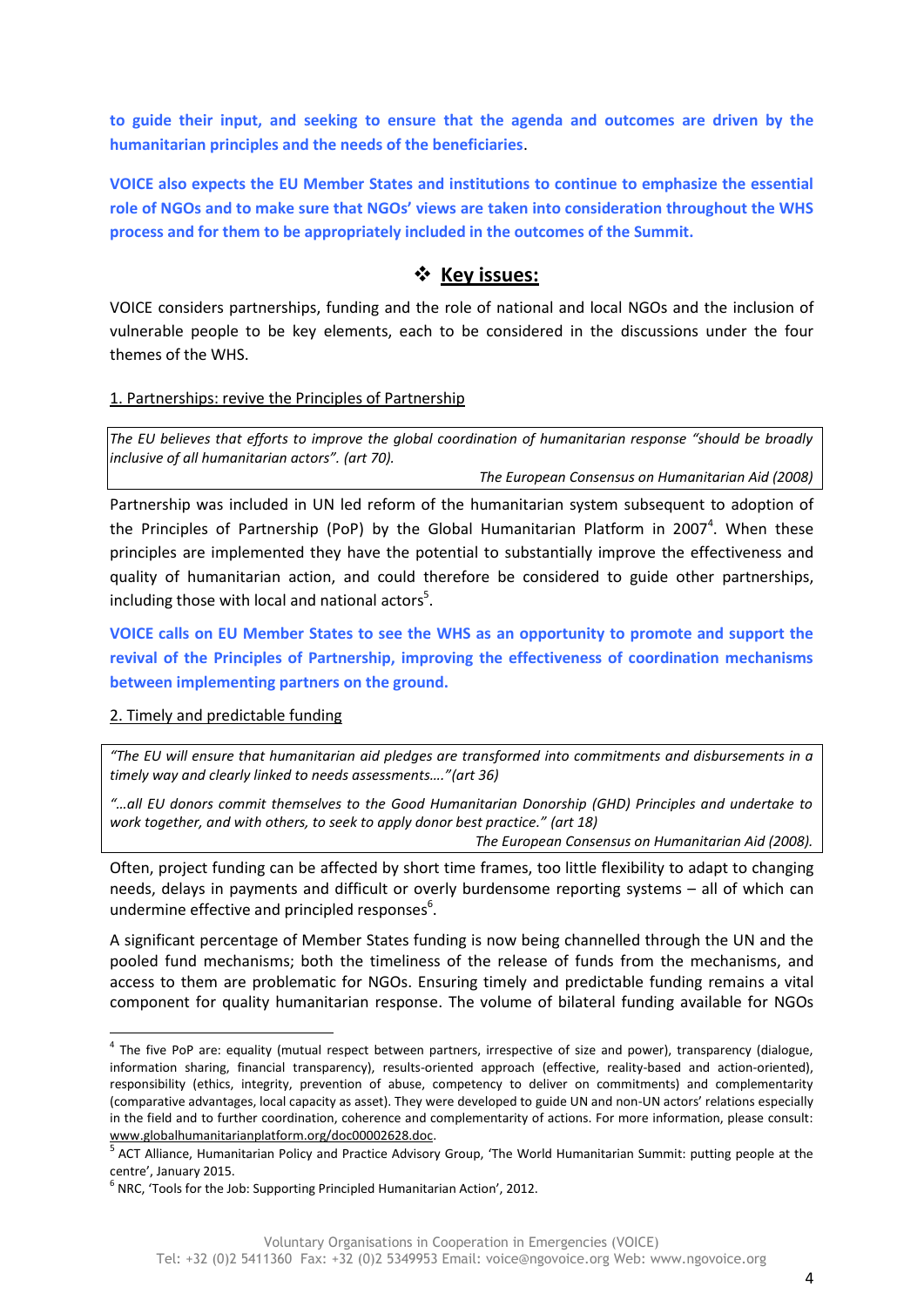**to guide their input, and seeking to ensure that the agenda and outcomes are driven by the humanitarian principles and the needs of the beneficiaries**.

**VOICE also expects the EU Member States and institutions to continue to emphasize the essential role of NGOs and to make sure that NGOs' views are taken into consideration throughout the WHS process and for them to be appropriately included in the outcomes of the Summit.**

## ❖ Key issues:

VOICE considers partnerships, funding and the role of national and local NGOs and the inclusion of vulnerable people to be key elements, each to be considered in the discussions under the four themes of the WHS.

### 1. Partnerships: revive the Principles of Partnership

> *The EU believes that efforts to improve the global coordination of humanitarian response "should be broadly inclusive of all humanitarian actors". (art 70).*
>
> *The European Consensus on Humanitarian Aid (2008)*

Partnership was included in UN led reform of the humanitarian system subsequent to adoption of the Principles of Partnership (PoP) by the Global Humanitarian Platform in 2007[4]. When these principles are implemented they have the potential to substantially improve the effectiveness and quality of humanitarian action, and could therefore be considered to guide other partnerships, including those with local and national actors[5].

**VOICE calls on EU Member States to see the WHS as an opportunity to promote and support the revival of the Principles of Partnership, improving the effectiveness of coordination mechanisms between implementing partners on the ground.**

### 2. Timely and predictable funding

> *"The EU will ensure that humanitarian aid pledges are transformed into commitments and disbursements in a timely way and clearly linked to needs assessments…."(art 36)*
>
> *"…all EU donors commit themselves to the Good Humanitarian Donorship (GHD) Principles and undertake to work together, and with others, to seek to apply donor best practice." (art 18)*
>
> *The European Consensus on Humanitarian Aid (2008).*

Often, project funding can be affected by short time frames, too little flexibility to adapt to changing needs, delays in payments and difficult or overly burdensome reporting systems – all of which can undermine effective and principled responses[6].

A significant percentage of Member States funding is now being channelled through the UN and the pooled fund mechanisms; both the timeliness of the release of funds from the mechanisms, and access to them are problematic for NGOs. Ensuring timely and predictable funding remains a vital component for quality humanitarian response. The volume of bilateral funding available for NGOs

---

[4] The five PoP are: equality (mutual respect between partners, irrespective of size and power), transparency (dialogue, information sharing, financial transparency), results-oriented approach (effective, reality-based and action-oriented), responsibility (ethics, integrity, prevention of abuse, competency to deliver on commitments) and complementarity (comparative advantages, local capacity as asset). They were developed to guide UN and non-UN actors' relations especially in the field and to further coordination, coherence and complementarity of actions. For more information, please consult: www.globalhumanitarianplatform.org/doc00002628.doc.

[5] ACT Alliance, Humanitarian Policy and Practice Advisory Group, 'The World Humanitarian Summit: putting people at the centre', January 2015.

[6] NRC, 'Tools for the Job: Supporting Principled Humanitarian Action', 2012.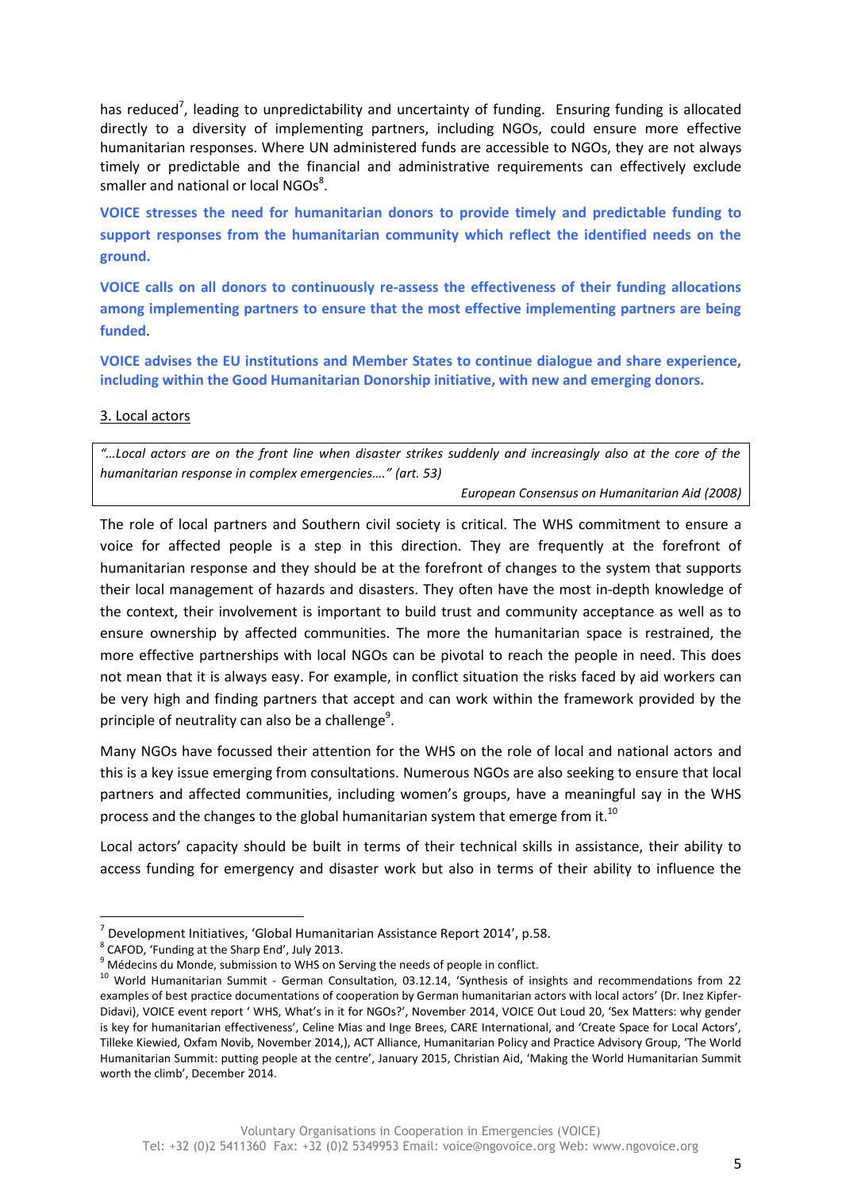has reduced[7], leading to unpredictability and uncertainty of funding. Ensuring funding is allocated directly to a diversity of implementing partners, including NGOs, could ensure more effective humanitarian responses. Where UN administered funds are accessible to NGOs, they are not always timely or predictable and the financial and administrative requirements can effectively exclude smaller and national or local NGOs[8].

**VOICE stresses the need for humanitarian donors to provide timely and predictable funding to support responses from the humanitarian community which reflect the identified needs on the ground.**

**VOICE calls on all donors to continuously re-assess the effectiveness of their funding allocations among implementing partners to ensure that the most effective implementing partners are being funded.**

**VOICE advises the EU institutions and Member States to continue dialogue and share experience, including within the Good Humanitarian Donorship initiative, with new and emerging donors.**

## 3. Local actors

> *"…Local actors are on the front line when disaster strikes suddenly and increasingly also at the core of the humanitarian response in complex emergencies…." (art. 53)*
>
> *European Consensus on Humanitarian Aid (2008)*

The role of local partners and Southern civil society is critical. The WHS commitment to ensure a voice for affected people is a step in this direction. They are frequently at the forefront of humanitarian response and they should be at the forefront of changes to the system that supports their local management of hazards and disasters. They often have the most in-depth knowledge of the context, their involvement is important to build trust and community acceptance as well as to ensure ownership by affected communities. The more the humanitarian space is restrained, the more effective partnerships with local NGOs can be pivotal to reach the people in need. This does not mean that it is always easy. For example, in conflict situation the risks faced by aid workers can be very high and finding partners that accept and can work within the framework provided by the principle of neutrality can also be a challenge[9].

Many NGOs have focussed their attention for the WHS on the role of local and national actors and this is a key issue emerging from consultations. Numerous NGOs are also seeking to ensure that local partners and affected communities, including women's groups, have a meaningful say in the WHS process and the changes to the global humanitarian system that emerge from it.[10]

Local actors' capacity should be built in terms of their technical skills in assistance, their ability to access funding for emergency and disaster work but also in terms of their ability to influence the

---

[7] Development Initiatives, 'Global Humanitarian Assistance Report 2014', p.58.

[8] CAFOD, 'Funding at the Sharp End', July 2013.

[9] Médecins du Monde, submission to WHS on Serving the needs of people in conflict.

[10] World Humanitarian Summit - German Consultation, 03.12.14, 'Synthesis of insights and recommendations from 22 examples of best practice documentations of cooperation by German humanitarian actors with local actors' (Dr. Inez Kipfer-Didavi), VOICE event report ' WHS, What's in it for NGOs?', November 2014, VOICE Out Loud 20, 'Sex Matters: why gender is key for humanitarian effectiveness', Celine Mias and Inge Brees, CARE International, and 'Create Space for Local Actors', Tilleke Kiewied, Oxfam Novib, November 2014,), ACT Alliance, Humanitarian Policy and Practice Advisory Group, 'The World Humanitarian Summit: putting people at the centre', January 2015, Christian Aid, 'Making the World Humanitarian Summit worth the climb', December 2014.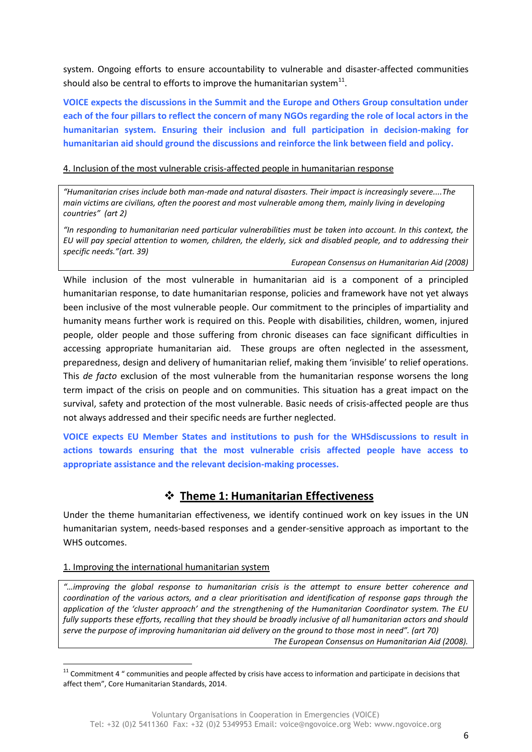system. Ongoing efforts to ensure accountability to vulnerable and disaster-affected communities should also be central to efforts to improve the humanitarian system[11].

**VOICE expects the discussions in the Summit and the Europe and Others Group consultation under each of the four pillars to reflect the concern of many NGOs regarding the role of local actors in the humanitarian system. Ensuring their inclusion and full participation in decision-making for humanitarian aid should ground the discussions and reinforce the link between field and policy.**

4. Inclusion of the most vulnerable crisis-affected people in humanitarian response

> *"Humanitarian crises include both man-made and natural disasters. Their impact is increasingly severe....The main victims are civilians, often the poorest and most vulnerable among them, mainly living in developing countries" (art 2)*
>
> *"In responding to humanitarian need particular vulnerabilities must be taken into account. In this context, the EU will pay special attention to women, children, the elderly, sick and disabled people, and to addressing their specific needs."(art. 39)*
>
> *European Consensus on Humanitarian Aid (2008)*

While inclusion of the most vulnerable in humanitarian aid is a component of a principled humanitarian response, to date humanitarian response, policies and framework have not yet always been inclusive of the most vulnerable people. Our commitment to the principles of impartiality and humanity means further work is required on this. People with disabilities, children, women, injured people, older people and those suffering from chronic diseases can face significant difficulties in accessing appropriate humanitarian aid. These groups are often neglected in the assessment, preparedness, design and delivery of humanitarian relief, making them 'invisible' to relief operations. This *de facto* exclusion of the most vulnerable from the humanitarian response worsens the long term impact of the crisis on people and on communities. This situation has a great impact on the survival, safety and protection of the most vulnerable. Basic needs of crisis-affected people are thus not always addressed and their specific needs are further neglected.

**VOICE expects EU Member States and institutions to push for the WHSdiscussions to result in actions towards ensuring that the most vulnerable crisis affected people have access to appropriate assistance and the relevant decision-making processes.**

## ❖ Theme 1: Humanitarian Effectiveness

Under the theme humanitarian effectiveness, we identify continued work on key issues in the UN humanitarian system, needs-based responses and a gender-sensitive approach as important to the WHS outcomes.

1. Improving the international humanitarian system

> *"...improving the global response to humanitarian crisis is the attempt to ensure better coherence and coordination of the various actors, and a clear prioritisation and identification of response gaps through the application of the 'cluster approach' and the strengthening of the Humanitarian Coordinator system. The EU fully supports these efforts, recalling that they should be broadly inclusive of all humanitarian actors and should serve the purpose of improving humanitarian aid delivery on the ground to those most in need". (art 70)*
>
> *The European Consensus on Humanitarian Aid (2008).*

[11] Commitment 4 " communities and people affected by crisis have access to information and participate in decisions that affect them", Core Humanitarian Standards, 2014.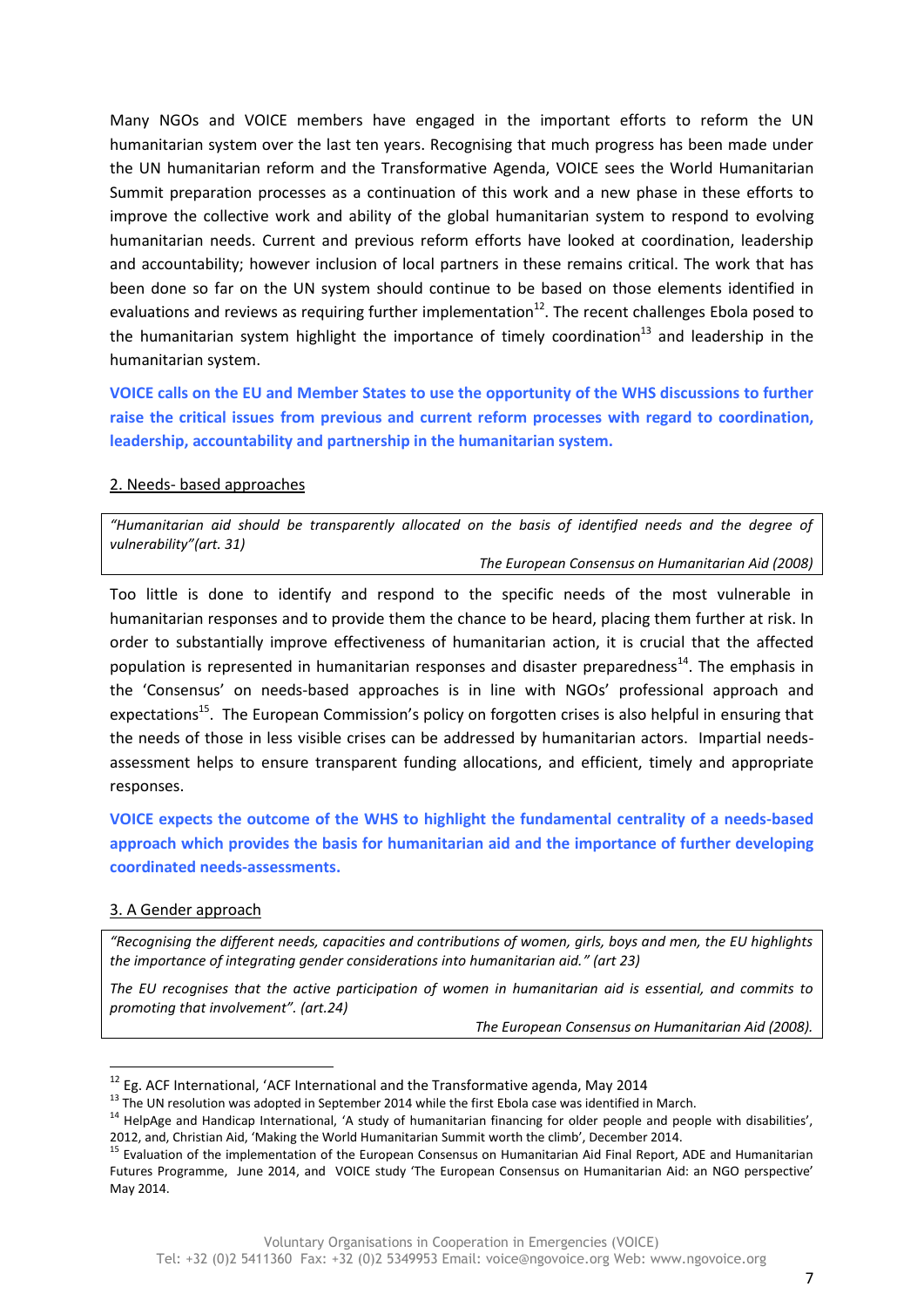Many NGOs and VOICE members have engaged in the important efforts to reform the UN humanitarian system over the last ten years. Recognising that much progress has been made under the UN humanitarian reform and the Transformative Agenda, VOICE sees the World Humanitarian Summit preparation processes as a continuation of this work and a new phase in these efforts to improve the collective work and ability of the global humanitarian system to respond to evolving humanitarian needs. Current and previous reform efforts have looked at coordination, leadership and accountability; however inclusion of local partners in these remains critical. The work that has been done so far on the UN system should continue to be based on those elements identified in evaluations and reviews as requiring further implementation[12]. The recent challenges Ebola posed to the humanitarian system highlight the importance of timely coordination[13] and leadership in the humanitarian system.

**VOICE calls on the EU and Member States to use the opportunity of the WHS discussions to further raise the critical issues from previous and current reform processes with regard to coordination, leadership, accountability and partnership in the humanitarian system.**

## 2. Needs- based approaches

> *"Humanitarian aid should be transparently allocated on the basis of identified needs and the degree of vulnerability"(art. 31)*
>
> *The European Consensus on Humanitarian Aid (2008)*

Too little is done to identify and respond to the specific needs of the most vulnerable in humanitarian responses and to provide them the chance to be heard, placing them further at risk. In order to substantially improve effectiveness of humanitarian action, it is crucial that the affected population is represented in humanitarian responses and disaster preparedness[14]. The emphasis in the 'Consensus' on needs-based approaches is in line with NGOs' professional approach and expectations[15]. The European Commission's policy on forgotten crises is also helpful in ensuring that the needs of those in less visible crises can be addressed by humanitarian actors. Impartial needs-assessment helps to ensure transparent funding allocations, and efficient, timely and appropriate responses.

**VOICE expects the outcome of the WHS to highlight the fundamental centrality of a needs-based approach which provides the basis for humanitarian aid and the importance of further developing coordinated needs-assessments.**

## 3. A Gender approach

> *"Recognising the different needs, capacities and contributions of women, girls, boys and men, the EU highlights the importance of integrating gender considerations into humanitarian aid." (art 23)*
>
> *The EU recognises that the active participation of women in humanitarian aid is essential, and commits to promoting that involvement". (art.24)*
>
> *The European Consensus on Humanitarian Aid (2008).*

---

[12] Eg. ACF International, 'ACF International and the Transformative agenda, May 2014

[13] The UN resolution was adopted in September 2014 while the first Ebola case was identified in March.

[14] HelpAge and Handicap International, 'A study of humanitarian financing for older people and people with disabilities', 2012, and, Christian Aid, 'Making the World Humanitarian Summit worth the climb', December 2014.

[15] Evaluation of the implementation of the European Consensus on Humanitarian Aid Final Report, ADE and Humanitarian Futures Programme, June 2014, and VOICE study 'The European Consensus on Humanitarian Aid: an NGO perspective' May 2014.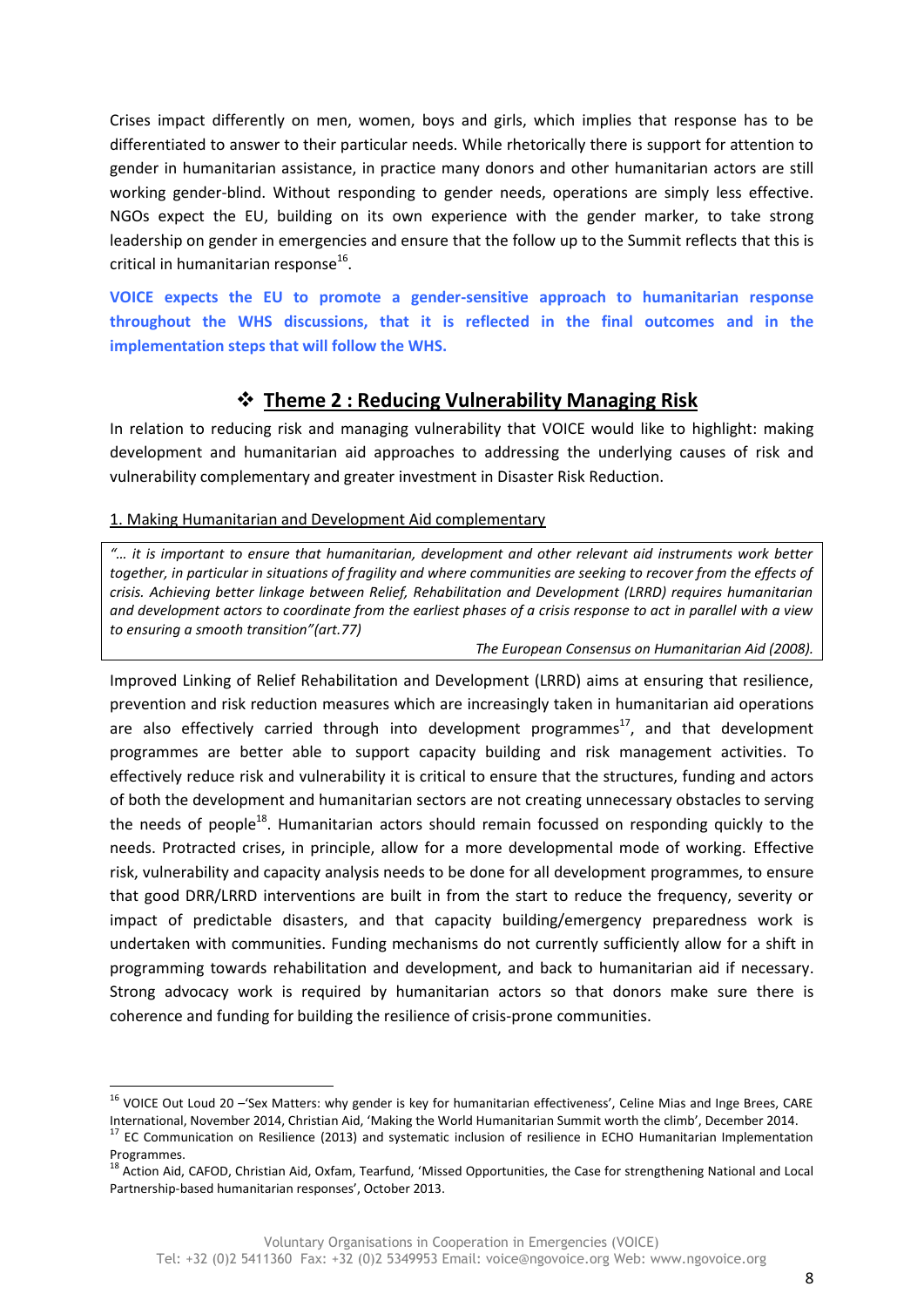Crises impact differently on men, women, boys and girls, which implies that response has to be differentiated to answer to their particular needs. While rhetorically there is support for attention to gender in humanitarian assistance, in practice many donors and other humanitarian actors are still working gender-blind. Without responding to gender needs, operations are simply less effective. NGOs expect the EU, building on its own experience with the gender marker, to take strong leadership on gender in emergencies and ensure that the follow up to the Summit reflects that this is critical in humanitarian response[16].

**VOICE expects the EU to promote a gender-sensitive approach to humanitarian response throughout the WHS discussions, that it is reflected in the final outcomes and in the implementation steps that will follow the WHS.**

## ❖ Theme 2 : Reducing Vulnerability Managing Risk

In relation to reducing risk and managing vulnerability that VOICE would like to highlight: making development and humanitarian aid approaches to addressing the underlying causes of risk and vulnerability complementary and greater investment in Disaster Risk Reduction.

### 1. Making Humanitarian and Development Aid complementary

> *"… it is important to ensure that humanitarian, development and other relevant aid instruments work better together, in particular in situations of fragility and where communities are seeking to recover from the effects of crisis. Achieving better linkage between Relief, Rehabilitation and Development (LRRD) requires humanitarian and development actors to coordinate from the earliest phases of a crisis response to act in parallel with a view to ensuring a smooth transition"(art.77)*
>
> *The European Consensus on Humanitarian Aid (2008).*

Improved Linking of Relief Rehabilitation and Development (LRRD) aims at ensuring that resilience, prevention and risk reduction measures which are increasingly taken in humanitarian aid operations are also effectively carried through into development programmes[17], and that development programmes are better able to support capacity building and risk management activities. To effectively reduce risk and vulnerability it is critical to ensure that the structures, funding and actors of both the development and humanitarian sectors are not creating unnecessary obstacles to serving the needs of people[18]. Humanitarian actors should remain focussed on responding quickly to the needs. Protracted crises, in principle, allow for a more developmental mode of working. Effective risk, vulnerability and capacity analysis needs to be done for all development programmes, to ensure that good DRR/LRRD interventions are built in from the start to reduce the frequency, severity or impact of predictable disasters, and that capacity building/emergency preparedness work is undertaken with communities. Funding mechanisms do not currently sufficiently allow for a shift in programming towards rehabilitation and development, and back to humanitarian aid if necessary. Strong advocacy work is required by humanitarian actors so that donors make sure there is coherence and funding for building the resilience of crisis-prone communities.

---

[16] VOICE Out Loud 20 –'Sex Matters: why gender is key for humanitarian effectiveness', Celine Mias and Inge Brees, CARE International, November 2014, Christian Aid, 'Making the World Humanitarian Summit worth the climb', December 2014.

[17] EC Communication on Resilience (2013) and systematic inclusion of resilience in ECHO Humanitarian Implementation Programmes.

[18] Action Aid, CAFOD, Christian Aid, Oxfam, Tearfund, 'Missed Opportunities, the Case for strengthening National and Local Partnership-based humanitarian responses', October 2013.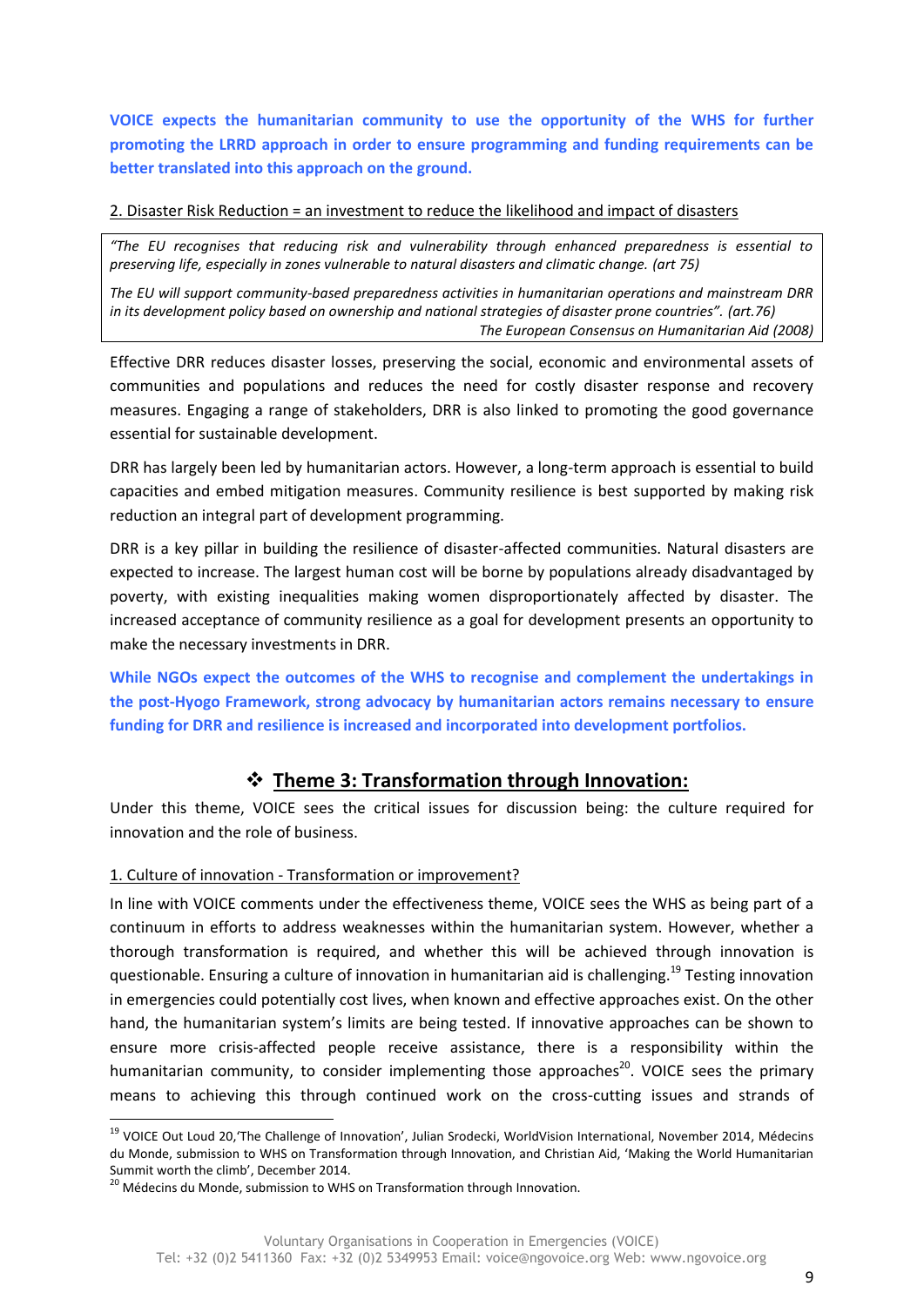**VOICE expects the humanitarian community to use the opportunity of the WHS for further promoting the LRRD approach in order to ensure programming and funding requirements can be better translated into this approach on the ground.**

2. Disaster Risk Reduction = an investment to reduce the likelihood and impact of disasters

> *"The EU recognises that reducing risk and vulnerability through enhanced preparedness is essential to preserving life, especially in zones vulnerable to natural disasters and climatic change. (art 75)*
>
> *The EU will support community-based preparedness activities in humanitarian operations and mainstream DRR in its development policy based on ownership and national strategies of disaster prone countries". (art.76)*
>
> *The European Consensus on Humanitarian Aid (2008)*

Effective DRR reduces disaster losses, preserving the social, economic and environmental assets of communities and populations and reduces the need for costly disaster response and recovery measures. Engaging a range of stakeholders, DRR is also linked to promoting the good governance essential for sustainable development.

DRR has largely been led by humanitarian actors. However, a long-term approach is essential to build capacities and embed mitigation measures. Community resilience is best supported by making risk reduction an integral part of development programming.

DRR is a key pillar in building the resilience of disaster-affected communities. Natural disasters are expected to increase. The largest human cost will be borne by populations already disadvantaged by poverty, with existing inequalities making women disproportionately affected by disaster. The increased acceptance of community resilience as a goal for development presents an opportunity to make the necessary investments in DRR.

**While NGOs expect the outcomes of the WHS to recognise and complement the undertakings in the post-Hyogo Framework, strong advocacy by humanitarian actors remains necessary to ensure funding for DRR and resilience is increased and incorporated into development portfolios.**

## ❖ Theme 3: Transformation through Innovation:

Under this theme, VOICE sees the critical issues for discussion being: the culture required for innovation and the role of business.

1. Culture of innovation - Transformation or improvement?

In line with VOICE comments under the effectiveness theme, VOICE sees the WHS as being part of a continuum in efforts to address weaknesses within the humanitarian system. However, whether a thorough transformation is required, and whether this will be achieved through innovation is questionable. Ensuring a culture of innovation in humanitarian aid is challenging.[19] Testing innovation in emergencies could potentially cost lives, when known and effective approaches exist. On the other hand, the humanitarian system's limits are being tested. If innovative approaches can be shown to ensure more crisis-affected people receive assistance, there is a responsibility within the humanitarian community, to consider implementing those approaches[20]. VOICE sees the primary means to achieving this through continued work on the cross-cutting issues and strands of

---

[19] VOICE Out Loud 20,'The Challenge of Innovation', Julian Srodecki, WorldVision International, November 2014, Médecins du Monde, submission to WHS on Transformation through Innovation, and Christian Aid, 'Making the World Humanitarian Summit worth the climb', December 2014.

[20] Médecins du Monde, submission to WHS on Transformation through Innovation.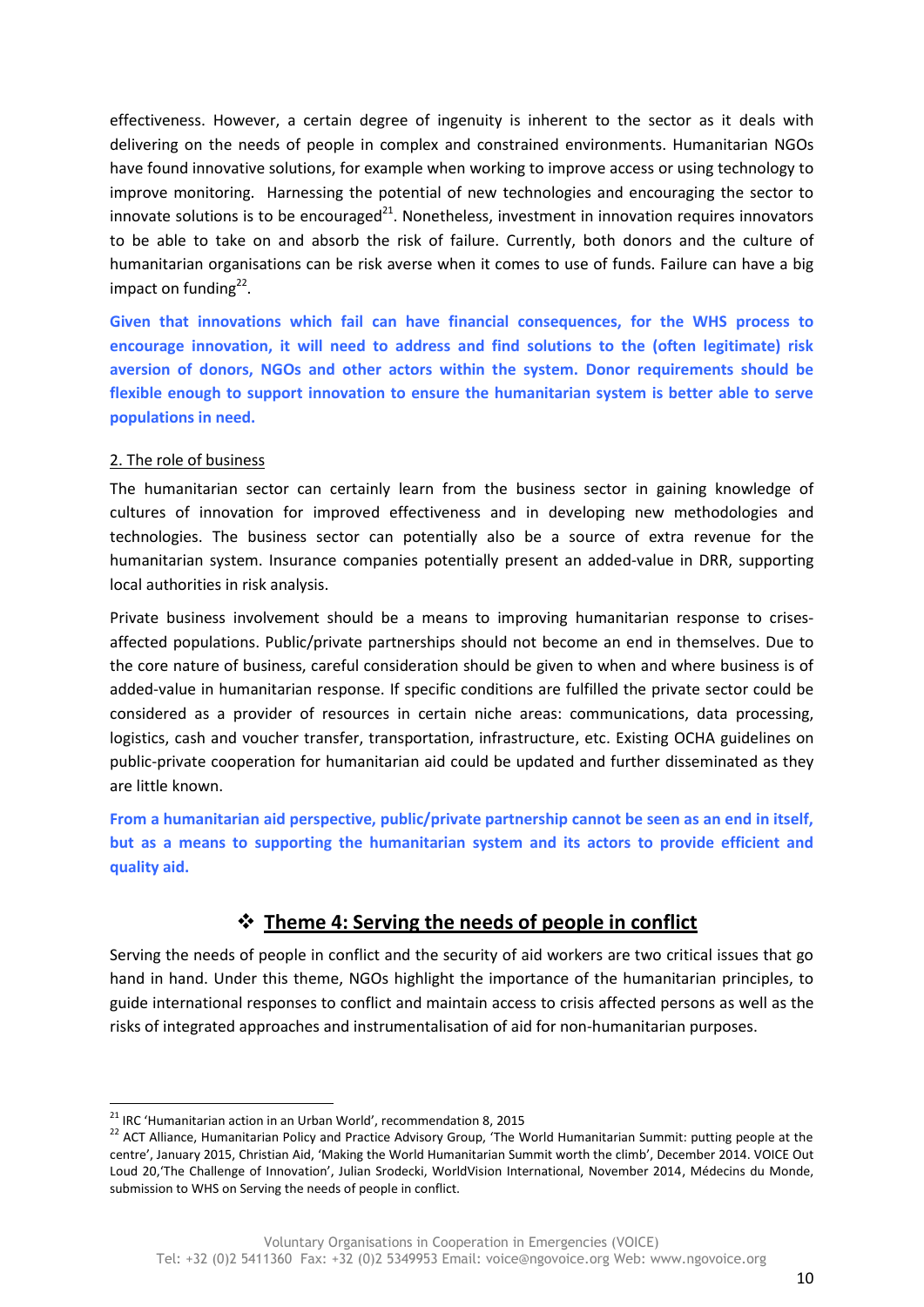effectiveness. However, a certain degree of ingenuity is inherent to the sector as it deals with delivering on the needs of people in complex and constrained environments. Humanitarian NGOs have found innovative solutions, for example when working to improve access or using technology to improve monitoring. Harnessing the potential of new technologies and encouraging the sector to innovate solutions is to be encouraged[21]. Nonetheless, investment in innovation requires innovators to be able to take on and absorb the risk of failure. Currently, both donors and the culture of humanitarian organisations can be risk averse when it comes to use of funds. Failure can have a big impact on funding[22].

**Given that innovations which fail can have financial consequences, for the WHS process to encourage innovation, it will need to address and find solutions to the (often legitimate) risk aversion of donors, NGOs and other actors within the system. Donor requirements should be flexible enough to support innovation to ensure the humanitarian system is better able to serve populations in need.**

2. The role of business

The humanitarian sector can certainly learn from the business sector in gaining knowledge of cultures of innovation for improved effectiveness and in developing new methodologies and technologies. The business sector can potentially also be a source of extra revenue for the humanitarian system. Insurance companies potentially present an added-value in DRR, supporting local authorities in risk analysis.

Private business involvement should be a means to improving humanitarian response to crises-affected populations. Public/private partnerships should not become an end in themselves. Due to the core nature of business, careful consideration should be given to when and where business is of added-value in humanitarian response. If specific conditions are fulfilled the private sector could be considered as a provider of resources in certain niche areas: communications, data processing, logistics, cash and voucher transfer, transportation, infrastructure, etc. Existing OCHA guidelines on public-private cooperation for humanitarian aid could be updated and further disseminated as they are little known.

**From a humanitarian aid perspective, public/private partnership cannot be seen as an end in itself, but as a means to supporting the humanitarian system and its actors to provide efficient and quality aid.**

## ❖ Theme 4: Serving the needs of people in conflict

Serving the needs of people in conflict and the security of aid workers are two critical issues that go hand in hand. Under this theme, NGOs highlight the importance of the humanitarian principles, to guide international responses to conflict and maintain access to crisis affected persons as well as the risks of integrated approaches and instrumentalisation of aid for non-humanitarian purposes.

---

[21] IRC 'Humanitarian action in an Urban World', recommendation 8, 2015

[22] ACT Alliance, Humanitarian Policy and Practice Advisory Group, 'The World Humanitarian Summit: putting people at the centre', January 2015, Christian Aid, 'Making the World Humanitarian Summit worth the climb', December 2014. VOICE Out Loud 20,'The Challenge of Innovation', Julian Srodecki, WorldVision International, November 2014, Médecins du Monde, submission to WHS on Serving the needs of people in conflict.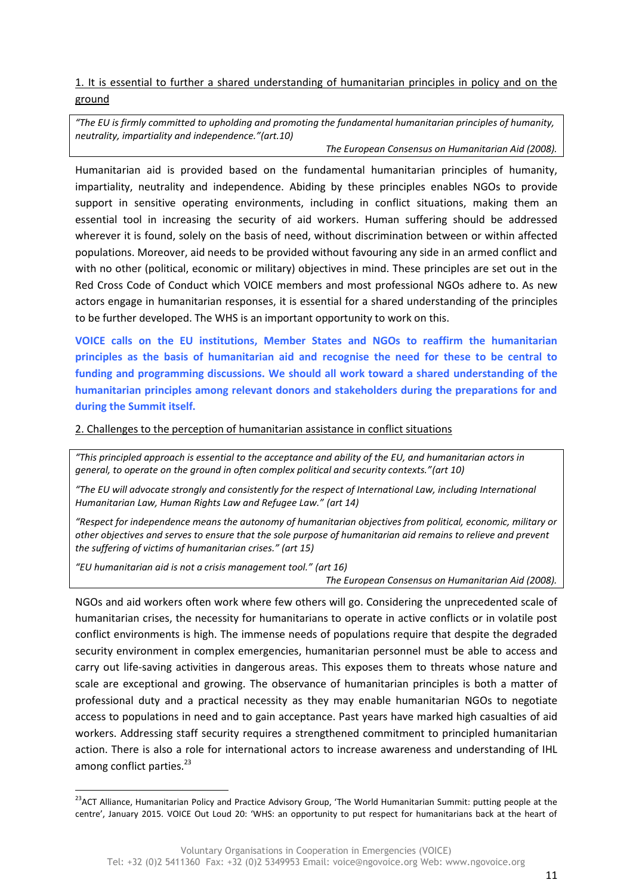1. It is essential to further a shared understanding of humanitarian principles in policy and on the ground

> *"The EU is firmly committed to upholding and promoting the fundamental humanitarian principles of humanity, neutrality, impartiality and independence."(art.10)*
>
> *The European Consensus on Humanitarian Aid (2008).*

Humanitarian aid is provided based on the fundamental humanitarian principles of humanity, impartiality, neutrality and independence. Abiding by these principles enables NGOs to provide support in sensitive operating environments, including in conflict situations, making them an essential tool in increasing the security of aid workers. Human suffering should be addressed wherever it is found, solely on the basis of need, without discrimination between or within affected populations. Moreover, aid needs to be provided without favouring any side in an armed conflict and with no other (political, economic or military) objectives in mind. These principles are set out in the Red Cross Code of Conduct which VOICE members and most professional NGOs adhere to. As new actors engage in humanitarian responses, it is essential for a shared understanding of the principles to be further developed. The WHS is an important opportunity to work on this.

**VOICE calls on the EU institutions, Member States and NGOs to reaffirm the humanitarian principles as the basis of humanitarian aid and recognise the need for these to be central to funding and programming discussions. We should all work toward a shared understanding of the humanitarian principles among relevant donors and stakeholders during the preparations for and during the Summit itself.**

2. Challenges to the perception of humanitarian assistance in conflict situations

> *"This principled approach is essential to the acceptance and ability of the EU, and humanitarian actors in general, to operate on the ground in often complex political and security contexts."(art 10)*
>
> *"The EU will advocate strongly and consistently for the respect of International Law, including International Humanitarian Law, Human Rights Law and Refugee Law." (art 14)*
>
> *"Respect for independence means the autonomy of humanitarian objectives from political, economic, military or other objectives and serves to ensure that the sole purpose of humanitarian aid remains to relieve and prevent the suffering of victims of humanitarian crises." (art 15)*
>
> *"EU humanitarian aid is not a crisis management tool." (art 16)*
>
> *The European Consensus on Humanitarian Aid (2008).*

NGOs and aid workers often work where few others will go. Considering the unprecedented scale of humanitarian crises, the necessity for humanitarians to operate in active conflicts or in volatile post conflict environments is high. The immense needs of populations require that despite the degraded security environment in complex emergencies, humanitarian personnel must be able to access and carry out life-saving activities in dangerous areas. This exposes them to threats whose nature and scale are exceptional and growing. The observance of humanitarian principles is both a matter of professional duty and a practical necessity as they may enable humanitarian NGOs to negotiate access to populations in need and to gain acceptance. Past years have marked high casualties of aid workers. Addressing staff security requires a strengthened commitment to principled humanitarian action. There is also a role for international actors to increase awareness and understanding of IHL among conflict parties.[23]

---

[23] ACT Alliance, Humanitarian Policy and Practice Advisory Group, 'The World Humanitarian Summit: putting people at the centre', January 2015. VOICE Out Loud 20: 'WHS: an opportunity to put respect for humanitarians back at the heart of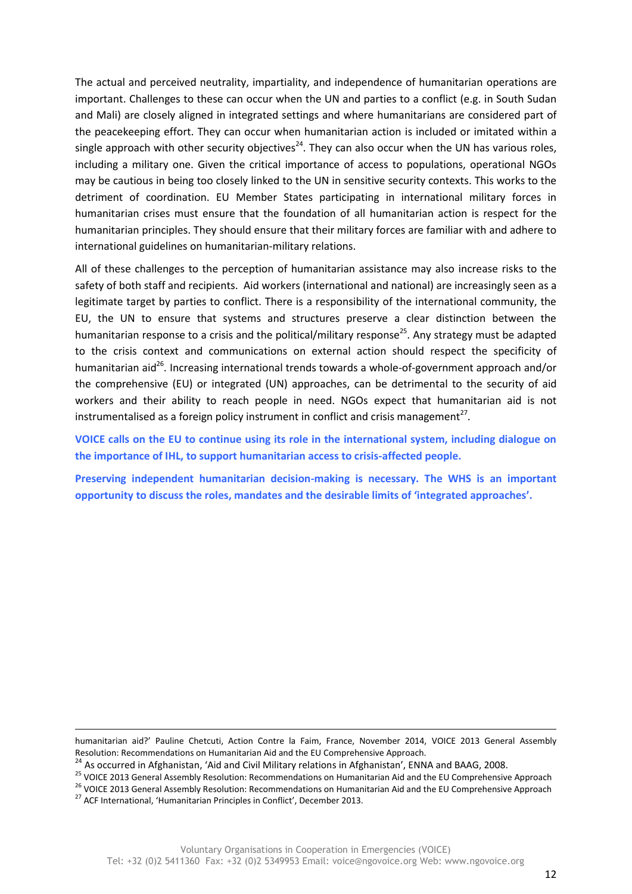The actual and perceived neutrality, impartiality, and independence of humanitarian operations are important. Challenges to these can occur when the UN and parties to a conflict (e.g. in South Sudan and Mali) are closely aligned in integrated settings and where humanitarians are considered part of the peacekeeping effort. They can occur when humanitarian action is included or imitated within a single approach with other security objectives[24]. They can also occur when the UN has various roles, including a military one. Given the critical importance of access to populations, operational NGOs may be cautious in being too closely linked to the UN in sensitive security contexts. This works to the detriment of coordination. EU Member States participating in international military forces in humanitarian crises must ensure that the foundation of all humanitarian action is respect for the humanitarian principles. They should ensure that their military forces are familiar with and adhere to international guidelines on humanitarian-military relations.

All of these challenges to the perception of humanitarian assistance may also increase risks to the safety of both staff and recipients. Aid workers (international and national) are increasingly seen as a legitimate target by parties to conflict. There is a responsibility of the international community, the EU, the UN to ensure that systems and structures preserve a clear distinction between the humanitarian response to a crisis and the political/military response[25]. Any strategy must be adapted to the crisis context and communications on external action should respect the specificity of humanitarian aid[26]. Increasing international trends towards a whole-of-government approach and/or the comprehensive (EU) or integrated (UN) approaches, can be detrimental to the security of aid workers and their ability to reach people in need. NGOs expect that humanitarian aid is not instrumentalised as a foreign policy instrument in conflict and crisis management[27].

**VOICE calls on the EU to continue using its role in the international system, including dialogue on the importance of IHL, to support humanitarian access to crisis-affected people.**

**Preserving independent humanitarian decision-making is necessary. The WHS is an important opportunity to discuss the roles, mandates and the desirable limits of 'integrated approaches'.**

---

humanitarian aid?' Pauline Chetcuti, Action Contre la Faim, France, November 2014, VOICE 2013 General Assembly Resolution: Recommendations on Humanitarian Aid and the EU Comprehensive Approach.

[24] As occurred in Afghanistan, 'Aid and Civil Military relations in Afghanistan', ENNA and BAAG, 2008.

[25] VOICE 2013 General Assembly Resolution: Recommendations on Humanitarian Aid and the EU Comprehensive Approach

[26] VOICE 2013 General Assembly Resolution: Recommendations on Humanitarian Aid and the EU Comprehensive Approach

[27] ACF International, 'Humanitarian Principles in Conflict', December 2013.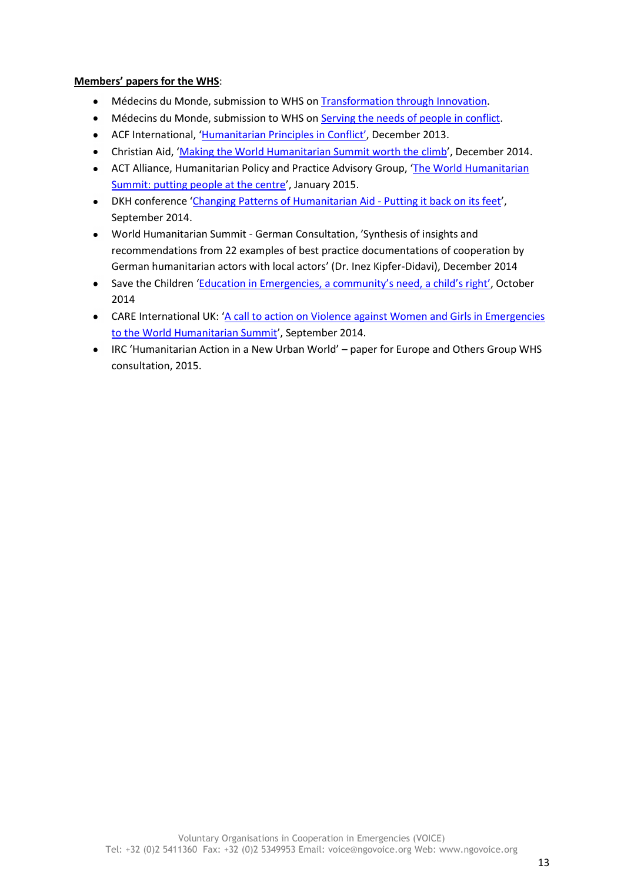**Members' papers for the WHS**:

- Médecins du Monde, submission to WHS on Transformation through Innovation.
- Médecins du Monde, submission to WHS on Serving the needs of people in conflict.
- ACF International, 'Humanitarian Principles in Conflict', December 2013.
- Christian Aid, 'Making the World Humanitarian Summit worth the climb', December 2014.
- ACT Alliance, Humanitarian Policy and Practice Advisory Group, 'The World Humanitarian Summit: putting people at the centre', January 2015.
- DKH conference 'Changing Patterns of Humanitarian Aid - Putting it back on its feet', September 2014.
- World Humanitarian Summit - German Consultation, 'Synthesis of insights and recommendations from 22 examples of best practice documentations of cooperation by German humanitarian actors with local actors' (Dr. Inez Kipfer-Didavi), December 2014
- Save the Children 'Education in Emergencies, a community's need, a child's right', October 2014
- CARE International UK: 'A call to action on Violence against Women and Girls in Emergencies to the World Humanitarian Summit', September 2014.
- IRC 'Humanitarian Action in a New Urban World' – paper for Europe and Others Group WHS consultation, 2015.